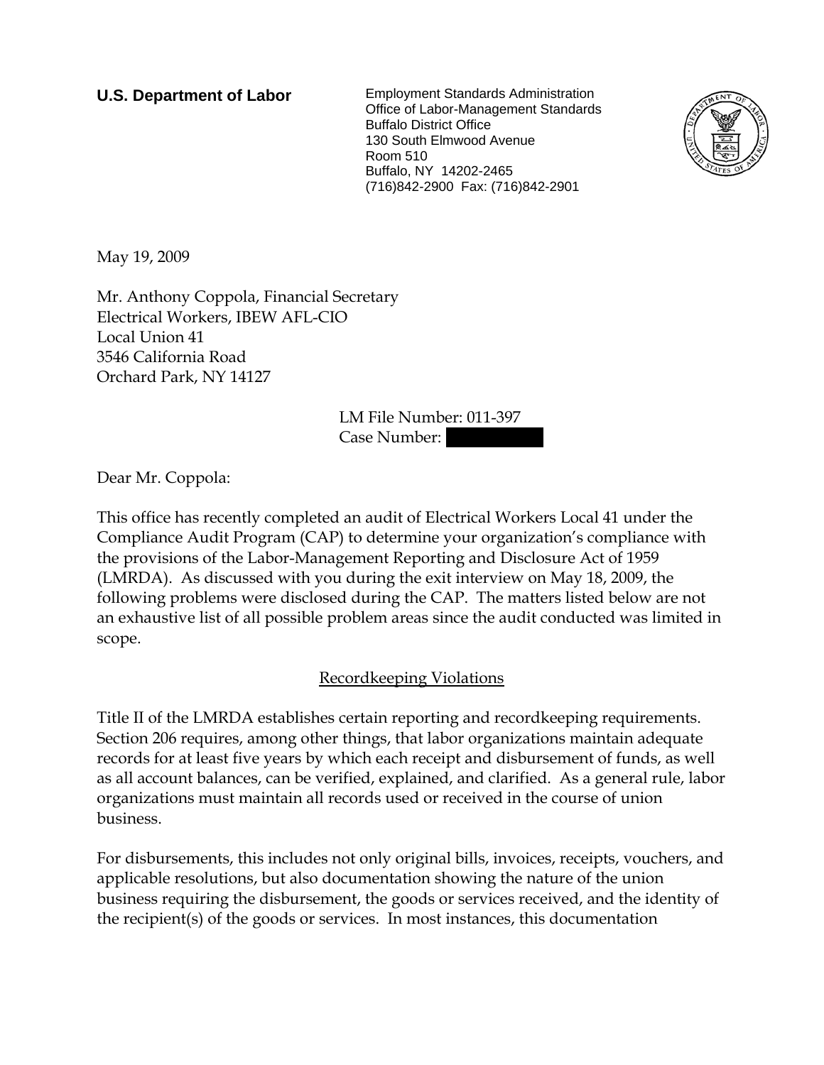**U.S. Department of Labor**

Employment Standards Administration
Office of Labor-Management Standards
Buffalo District Office
130 South Elmwood Avenue
Room 510
Buffalo, NY 14202-2465
(716)842-2900 Fax: (716)842-2901

May 19, 2009

Mr. Anthony Coppola, Financial Secretary
Electrical Workers, IBEW AFL-CIO
Local Union 41
3546 California Road
Orchard Park, NY 14127

LM File Number: 011-397
Case Number: [REDACTED]

Dear Mr. Coppola:

This office has recently completed an audit of Electrical Workers Local 41 under the Compliance Audit Program (CAP) to determine your organization's compliance with the provisions of the Labor-Management Reporting and Disclosure Act of 1959 (LMRDA). As discussed with you during the exit interview on May 18, 2009, the following problems were disclosed during the CAP. The matters listed below are not an exhaustive list of all possible problem areas since the audit conducted was limited in scope.

## Recordkeeping Violations

Title II of the LMRDA establishes certain reporting and recordkeeping requirements. Section 206 requires, among other things, that labor organizations maintain adequate records for at least five years by which each receipt and disbursement of funds, as well as all account balances, can be verified, explained, and clarified. As a general rule, labor organizations must maintain all records used or received in the course of union business.

For disbursements, this includes not only original bills, invoices, receipts, vouchers, and applicable resolutions, but also documentation showing the nature of the union business requiring the disbursement, the goods or services received, and the identity of the recipient(s) of the goods or services. In most instances, this documentation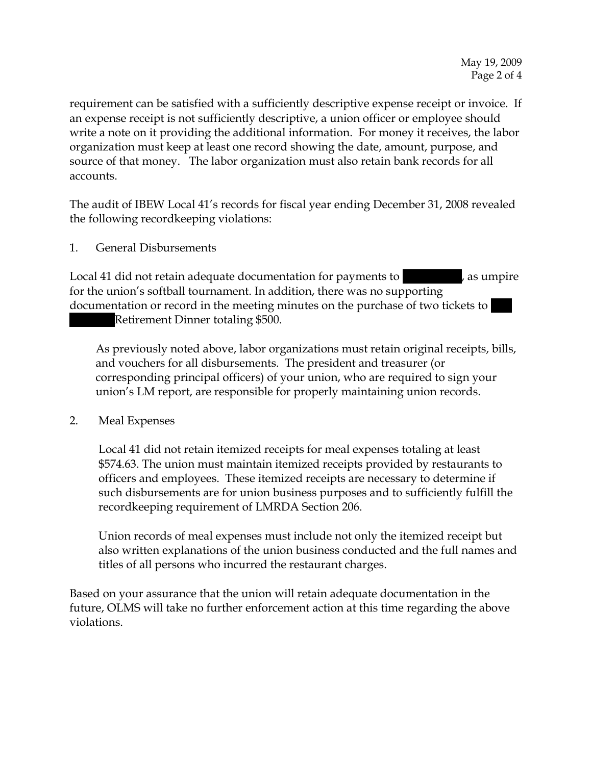requirement can be satisfied with a sufficiently descriptive expense receipt or invoice. If an expense receipt is not sufficiently descriptive, a union officer or employee should write a note on it providing the additional information. For money it receives, the labor organization must keep at least one record showing the date, amount, purpose, and source of that money. The labor organization must also retain bank records for all accounts.

The audit of IBEW Local 41's records for fiscal year ending December 31, 2008 revealed the following recordkeeping violations:

1. General Disbursements

Local 41 did not retain adequate documentation for payments to [redacted], as umpire for the union's softball tournament. In addition, there was no supporting documentation or record in the meeting minutes on the purchase of two tickets to [redacted] Retirement Dinner totaling $500.

   As previously noted above, labor organizations must retain original receipts, bills, and vouchers for all disbursements. The president and treasurer (or corresponding principal officers) of your union, who are required to sign your union's LM report, are responsible for properly maintaining union records.

2. Meal Expenses

   Local 41 did not retain itemized receipts for meal expenses totaling at least $574.63. The union must maintain itemized receipts provided by restaurants to officers and employees. These itemized receipts are necessary to determine if such disbursements are for union business purposes and to sufficiently fulfill the recordkeeping requirement of LMRDA Section 206.

   Union records of meal expenses must include not only the itemized receipt but also written explanations of the union business conducted and the full names and titles of all persons who incurred the restaurant charges.

Based on your assurance that the union will retain adequate documentation in the future, OLMS will take no further enforcement action at this time regarding the above violations.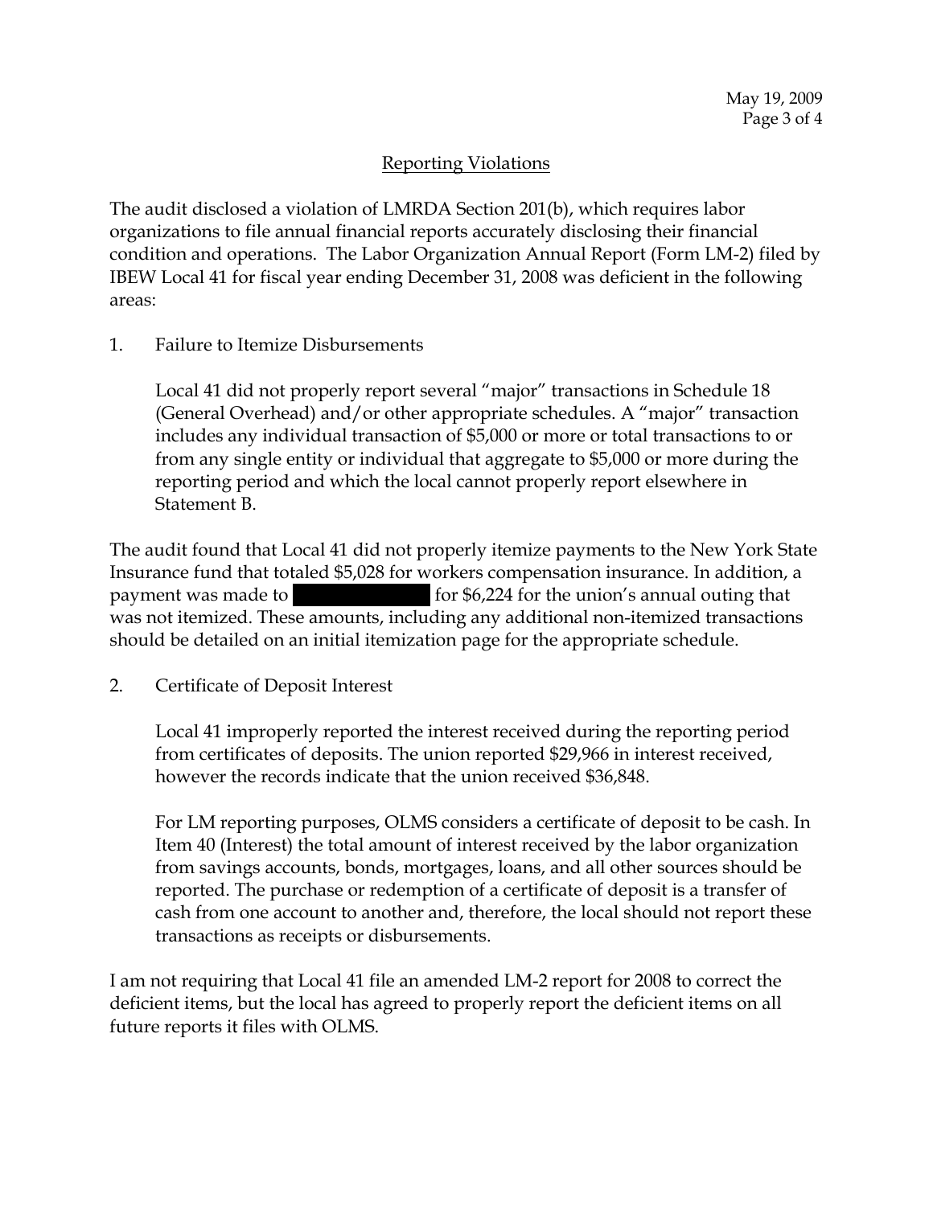## Reporting Violations

The audit disclosed a violation of LMRDA Section 201(b), which requires labor organizations to file annual financial reports accurately disclosing their financial condition and operations. The Labor Organization Annual Report (Form LM-2) filed by IBEW Local 41 for fiscal year ending December 31, 2008 was deficient in the following areas:

1. Failure to Itemize Disbursements

   Local 41 did not properly report several "major" transactions in Schedule 18 (General Overhead) and/or other appropriate schedules. A "major" transaction includes any individual transaction of $5,000 or more or total transactions to or from any single entity or individual that aggregate to $5,000 or more during the reporting period and which the local cannot properly report elsewhere in Statement B.

The audit found that Local 41 did not properly itemize payments to the New York State Insurance fund that totaled $5,028 for workers compensation insurance. In addition, a payment was made to [REDACTED] for $6,224 for the union's annual outing that was not itemized. These amounts, including any additional non-itemized transactions should be detailed on an initial itemization page for the appropriate schedule.

2. Certificate of Deposit Interest

   Local 41 improperly reported the interest received during the reporting period from certificates of deposits. The union reported $29,966 in interest received, however the records indicate that the union received $36,848.

   For LM reporting purposes, OLMS considers a certificate of deposit to be cash. In Item 40 (Interest) the total amount of interest received by the labor organization from savings accounts, bonds, mortgages, loans, and all other sources should be reported. The purchase or redemption of a certificate of deposit is a transfer of cash from one account to another and, therefore, the local should not report these transactions as receipts or disbursements.

I am not requiring that Local 41 file an amended LM-2 report for 2008 to correct the deficient items, but the local has agreed to properly report the deficient items on all future reports it files with OLMS.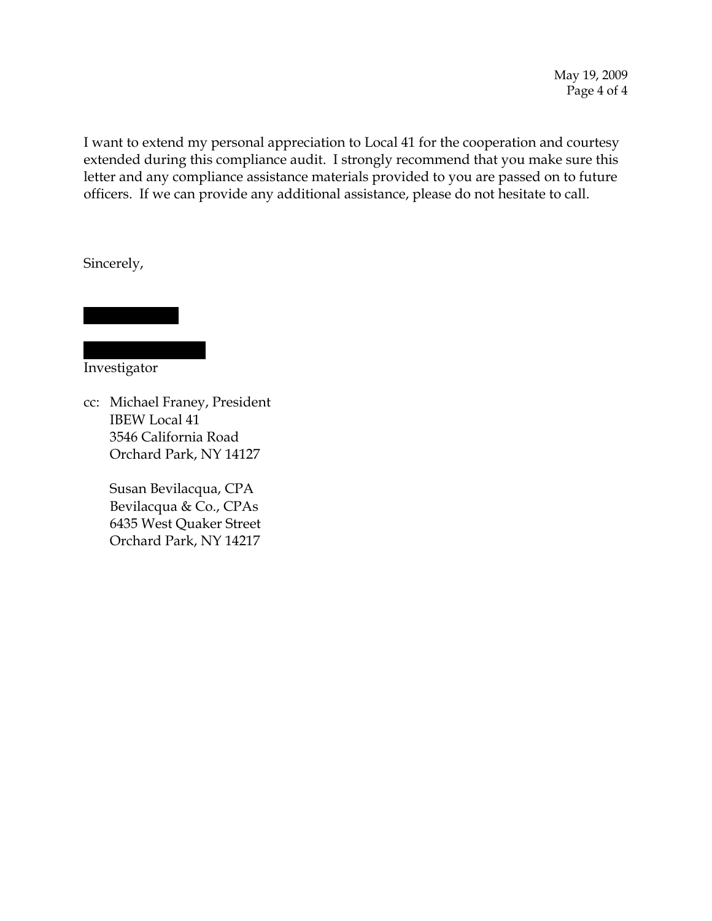May 19, 2009

I want to extend my personal appreciation to Local 41 for the cooperation and courtesy extended during this compliance audit. I strongly recommend that you make sure this letter and any compliance assistance materials provided to you are passed on to future officers. If we can provide any additional assistance, please do not hesitate to call.

Sincerely,

Investigator

cc: Michael Franey, President
IBEW Local 41
3546 California Road
Orchard Park, NY 14127

Susan Bevilacqua, CPA
Bevilacqua & Co., CPAs
6435 West Quaker Street
Orchard Park, NY 14217